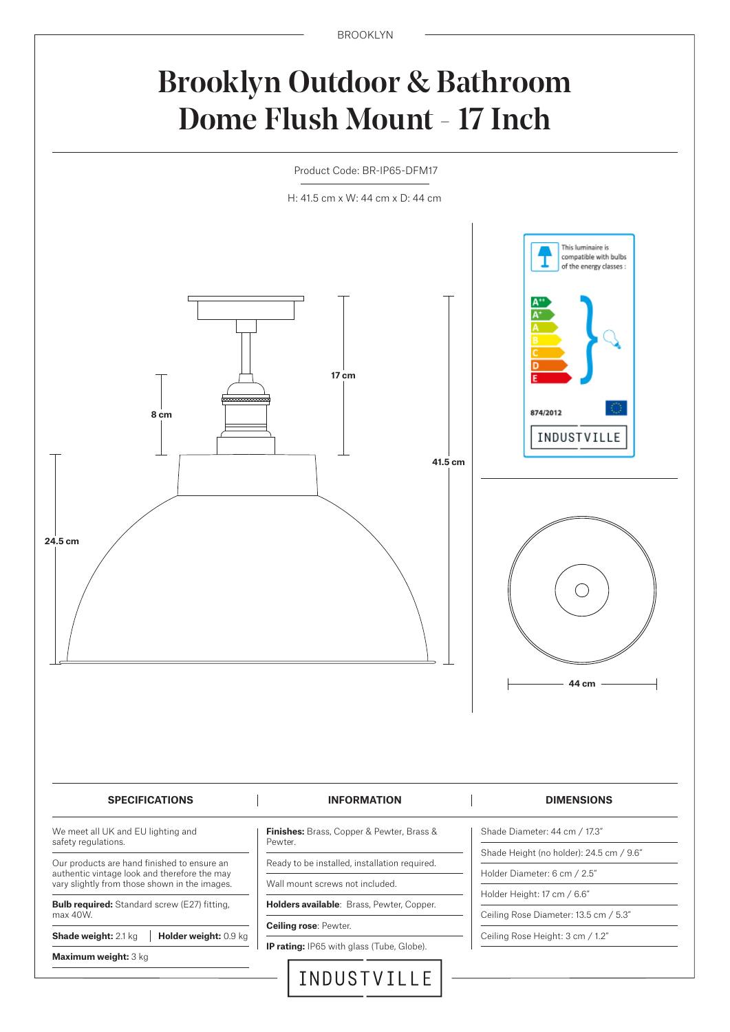# Brooklyn Outdoor & Bathroom Dome Flush Mount - 17 Inch

Product Code: BR-IP65-DFM17

H: 41.5 cm x W: 44 cm x D: 44 cm

17 cm

8 cm

41.5 cm

24.5 cm

44 cm

This luminaire is compatible with bulbs of the energy classes :

A++ A+ A B C D E

874/2012

INDUSTVILLE

| SPECIFICATIONS | INFORMATION | DIMENSIONS |
|---|---|---|
| We meet all UK and EU lighting and safety regulations. | **Finishes:** Brass, Copper & Pewter, Brass & Pewter. | Shade Diameter: 44 cm / 17.3" |
| Our products are hand finished to ensure an authentic vintage look and therefore the may vary slightly from those shown in the images. | Ready to be installed, installation required. | Shade Height (no holder): 24.5 cm / 9.6" |
| **Bulb required:** Standard screw (E27) fitting, max 40W. | Wall mount screws not included. | Holder Diameter: 6 cm / 2.5" |
| **Shade weight:** 2.1 kg \| **Holder weight:** 0.9 kg | **Holders available**: Brass, Pewter, Copper. | Holder Height: 17 cm / 6.6" |
| **Maximum weight:** 3 kg | **Ceiling rose**: Pewter. | Ceiling Rose Diameter: 13.5 cm / 5.3" |
| | **IP rating:** IP65 with glass (Tube, Globe). | Ceiling Rose Height: 3 cm / 1.2" |

INDUSTVILLE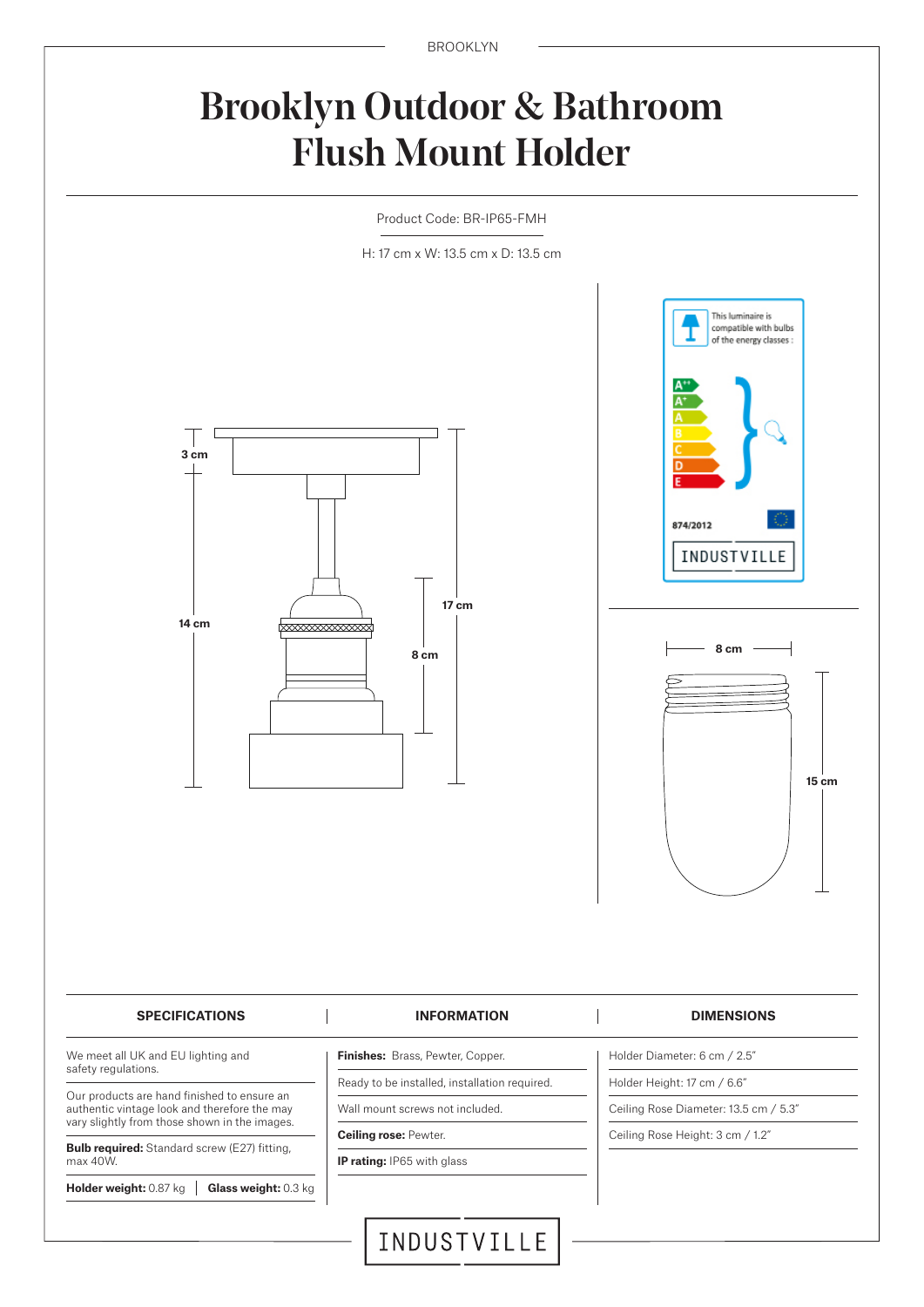# Brooklyn Outdoor & Bathroom Flush Mount Holder

Product Code: BR-IP65-FMH

H: 17 cm x W: 13.5 cm x D: 13.5 cm

3 cm

14 cm

17 cm

8 cm

This luminaire is compatible with bulbs of the energy classes :

A++
A+
A
B
C
D
E

874/2012

INDUSTVILLE

8 cm

15 cm

| SPECIFICATIONS | INFORMATION | DIMENSIONS |
|---|---|---|
| We meet all UK and EU lighting and safety regulations. | **Finishes:** Brass, Pewter, Copper. | Holder Diameter: 6 cm / 2.5″ |
| Our products are hand finished to ensure an authentic vintage look and therefore the may vary slightly from those shown in the images. | Ready to be installed, installation required. | Holder Height: 17 cm / 6.6″ |
| **Bulb required:** Standard screw (E27) fitting, max 40W. | Wall mount screws not included. | Ceiling Rose Diameter: 13.5 cm / 5.3″ |
| **Holder weight:** 0.87 kg \| **Glass weight:** 0.3 kg | **Ceiling rose:** Pewter. | Ceiling Rose Height: 3 cm / 1.2″ |
| | **IP rating:** IP65 with glass | |

INDUSTVILLE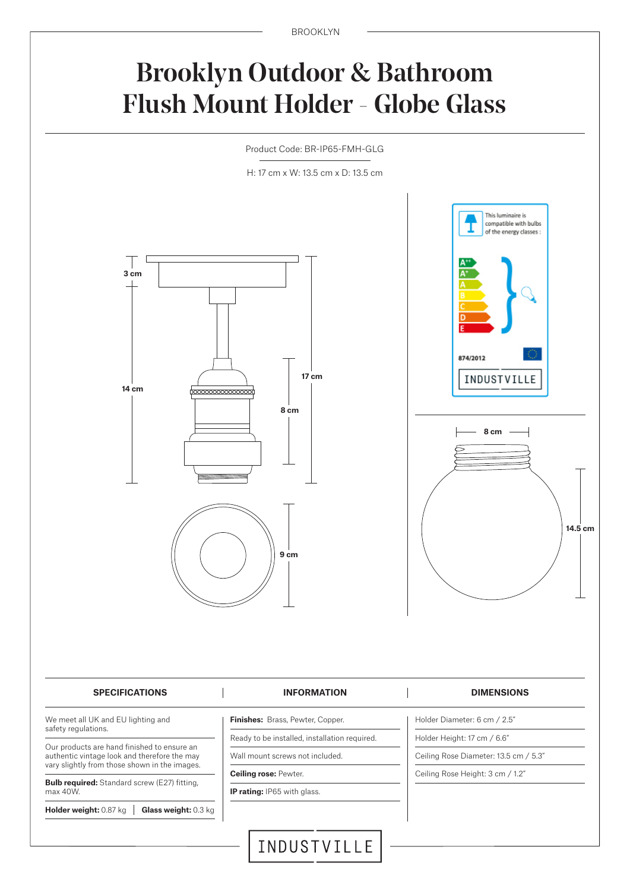# Brooklyn Outdoor & Bathroom Flush Mount Holder - Globe Glass

Product Code: BR-IP65-FMH-GLG

H: 17 cm x W: 13.5 cm x D: 13.5 cm

3 cm

14 cm

17 cm

8 cm

9 cm

This luminaire is compatible with bulbs of the energy classes :

A++
A+
A
B
C
D
E

874/2012

INDUSTVILLE

8 cm

14.5 cm

| SPECIFICATIONS | INFORMATION | DIMENSIONS |
|---|---|---|
| We meet all UK and EU lighting and safety regulations. | **Finishes:** Brass, Pewter, Copper. | Holder Diameter: 6 cm / 2.5" |
| Our products are hand finished to create an authentic vintage look and therefore the may vary slightly from those shown in the images. | Ready to be installed, installation required. | Holder Height: 17 cm / 6.6" |
| **Bulb required:** Standard screw (E27) fitting, max 40W. | Wall mount screws not included. | Ceiling Rose Diameter: 13.5 cm / 5.3" |
| **Holder weight:** 0.87 kg \| **Glass weight:** 0.3 kg | **Ceiling rose:** Pewter. | Ceiling Rose Height: 3 cm / 1.2" |
| | **IP rating:** IP65 with glass. | |

INDUSTVILLE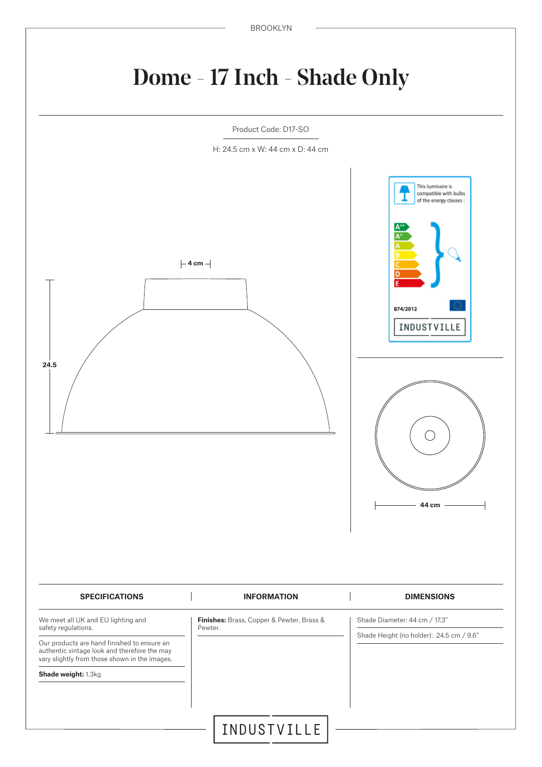BROOKLYN

# Dome - 17 Inch - Shade Only

Product Code: D17-SO

H: 24.5 cm x W: 44 cm x D: 44 cm

4 cm

24.5

This luminaire is compatible with bulbs of the energy classes :

A++
A+
A
B
C
D
E

874/2012

INDUSTVILLE

44 cm

| SPECIFICATIONS | INFORMATION | DIMENSIONS |
| --- | --- | --- |
| We meet all UK and EU lighting and safety regulations. | **Finishes:** Brass, Copper & Pewter, Brass & Pewter. | Shade Diameter: 44 cm / 17.3" |
| Our products are hand finished to ensure an authentic vintage look and therefore the may vary slightly from those shown in the images. | | Shade Height (no holder): 24.5 cm / 9.6" |
| **Shade weight:** 1.3kg | | |

INDUSTVILLE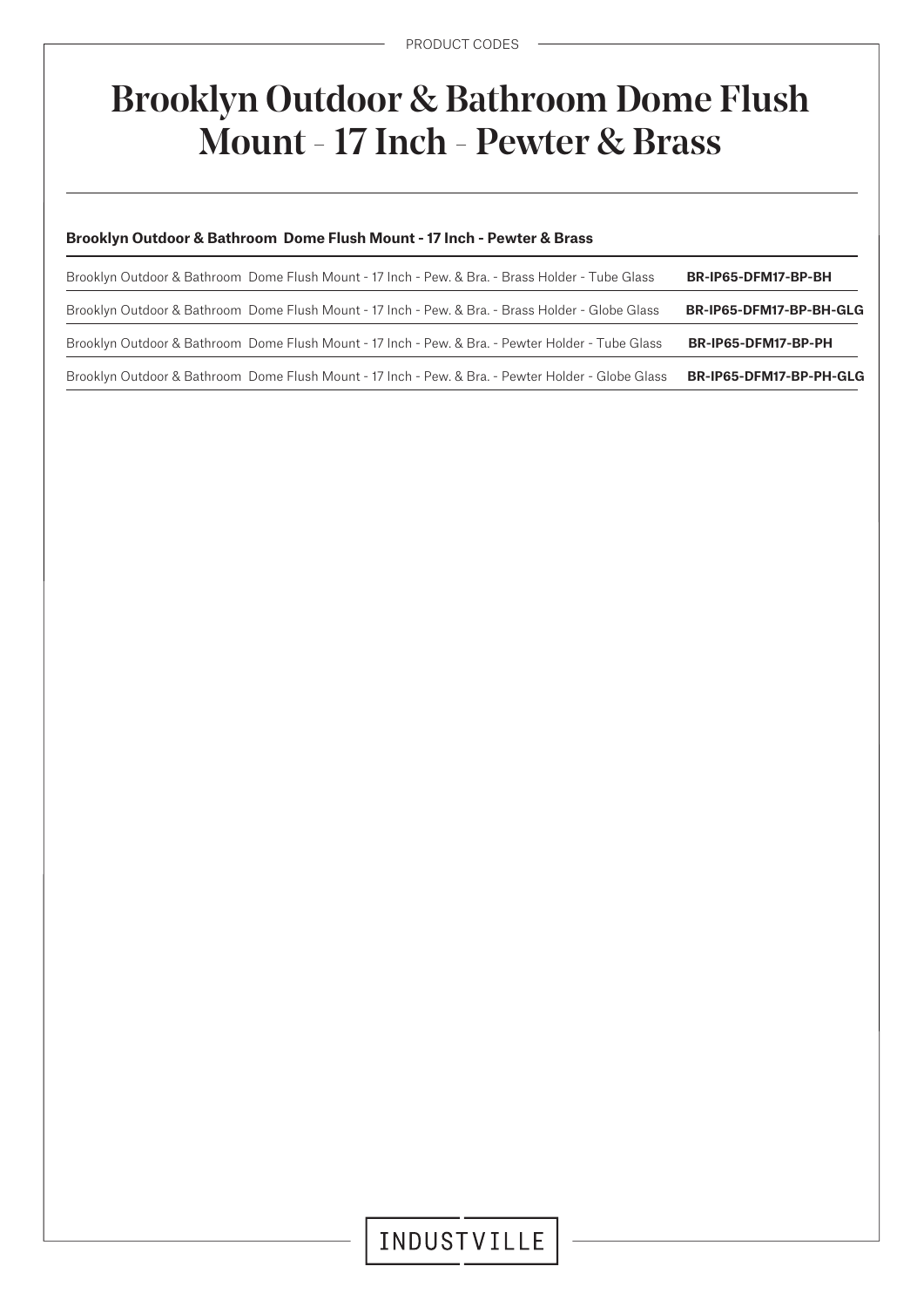# Brooklyn Outdoor & Bathroom Dome Flush Mount - 17 Inch - Pewter & Brass

**Brooklyn Outdoor & Bathroom Dome Flush Mount - 17 Inch - Pewter & Brass**

| | |
|---|---|
| Brooklyn Outdoor & Bathroom Dome Flush Mount - 17 Inch - Pew. & Bra. - Brass Holder - Tube Glass | **BR-IP65-DFM17-BP-BH** |
| Brooklyn Outdoor & Bathroom Dome Flush Mount - 17 Inch - Pew. & Bra. - Brass Holder - Globe Glass | **BR-IP65-DFM17-BP-BH-GLG** |
| Brooklyn Outdoor & Bathroom Dome Flush Mount - 17 Inch - Pew. & Bra. - Pewter Holder - Tube Glass | **BR-IP65-DFM17-BP-PH** |
| Brooklyn Outdoor & Bathroom Dome Flush Mount - 17 Inch - Pew. & Bra. - Pewter Holder - Globe Glass | **BR-IP65-DFM17-BP-PH-GLG** |